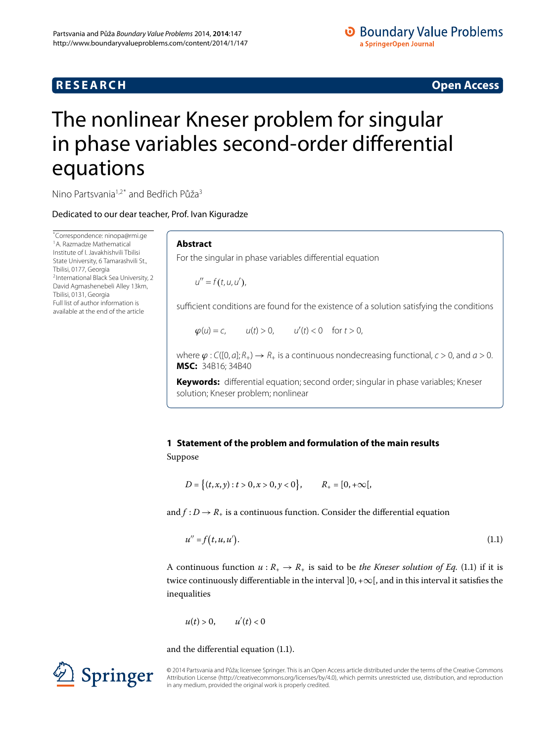RESEARCH Open Access

# The nonlinear Kneser problem for singular in phase variables second-order differential equations

Nino Partsvania[1,2*] and Bedřich Půža[3]

Dedicated to our dear teacher, Prof. Ivan Kiguradze

*Correspondence: ninopa@rmi.ge
[1]A. Razmadze Mathematical Institute of I. Javakhishvili Tbilisi State University, 6 Tamarashvili St., Tbilisi, 0177, Georgia
[2]International Black Sea University, 2 David Agmashenebeli Alley 13km, Tbilisi, 0131, Georgia
Full list of author information is available at the end of the article

## Abstract

For the singular in phase variables differential equation

$$u'' = f(t, u, u'),$$

sufficient conditions are found for the existence of a solution satisfying the conditions

$$\varphi(u) = c, \qquad u(t) > 0, \qquad u'(t) < 0 \quad \text{for } t > 0,$$

where $\varphi : C([0, a]; R_+) \to R_+$ is a continuous nondecreasing functional, $c > 0$, and $a > 0$.

**MSC:** 34B16; 34B40

**Keywords:** differential equation; second order; singular in phase variables; Kneser solution; Kneser problem; nonlinear

## 1 Statement of the problem and formulation of the main results

Suppose

$$D = \{(t, x, y) : t > 0, x > 0, y < 0\}, \qquad R_+ = [0, +\infty[,$$

and $f : D \to R_+$ is a continuous function. Consider the differential equation

$$u'' = f(t, u, u'). \tag{1.1}$$

A continuous function $u : R_+ \to R_+$ is said to be *the Kneser solution of Eq.* (1.1) if it is twice continuously differentiable in the interval $]0, +\infty[$, and in this interval it satisfies the inequalities

$$u(t) > 0, \qquad u'(t) < 0$$

and the differential equation (1.1).

© 2014 Partsvania and Půža; licensee Springer. This is an Open Access article distributed under the terms of the Creative Commons Attribution License (http://creativecommons.org/licenses/by/4.0), which permits unrestricted use, distribution, and reproduction in any medium, provided the original work is properly credited.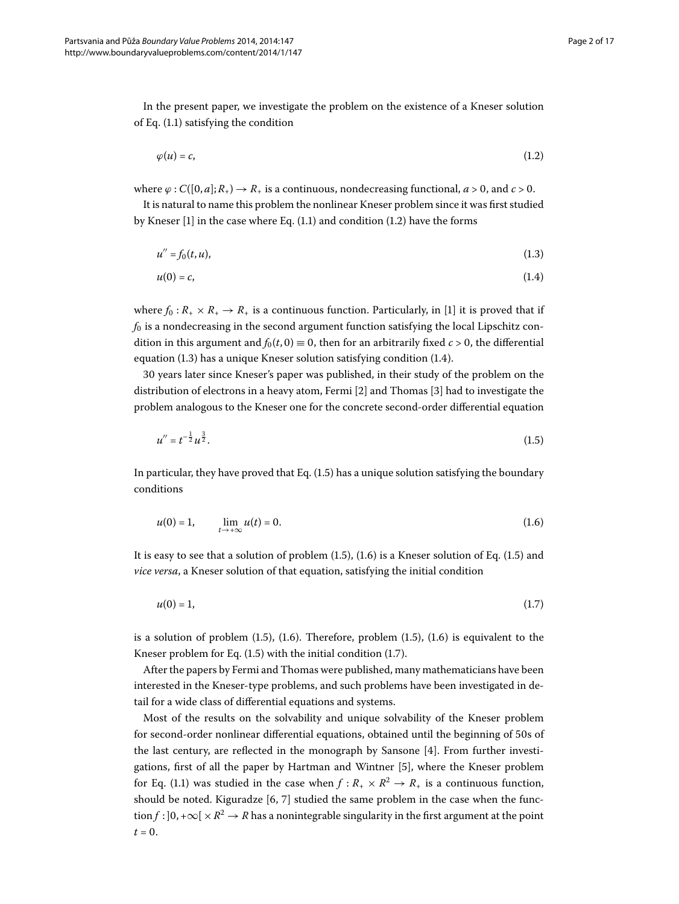In the present paper, we investigate the problem on the existence of a Kneser solution of Eq. (1.1) satisfying the condition

$$\varphi(u) = c, \tag{1.2}$$

where $\varphi : C([0,a]; R_+) \to R_+$ is a continuous, nondecreasing functional, $a > 0$, and $c > 0$.

It is natural to name this problem the nonlinear Kneser problem since it was first studied by Kneser [1] in the case where Eq. (1.1) and condition (1.2) have the forms

$$u'' = f_0(t, u), \tag{1.3}$$

$$u(0) = c, \tag{1.4}$$

where $f_0 : R_+ \times R_+ \to R_+$ is a continuous function. Particularly, in [1] it is proved that if $f_0$ is a nondecreasing in the second argument function satisfying the local Lipschitz condition in this argument and $f_0(t, 0) \equiv 0$, then for an arbitrarily fixed $c > 0$, the differential equation (1.3) has a unique Kneser solution satisfying condition (1.4).

30 years later since Kneser's paper was published, in their study of the problem on the distribution of electrons in a heavy atom, Fermi [2] and Thomas [3] had to investigate the problem analogous to the Kneser one for the concrete second-order differential equation

$$u'' = t^{-\frac{1}{2}} u^{\frac{3}{2}}. \tag{1.5}$$

In particular, they have proved that Eq. (1.5) has a unique solution satisfying the boundary conditions

$$u(0) = 1, \qquad \lim_{t \to +\infty} u(t) = 0. \tag{1.6}$$

It is easy to see that a solution of problem (1.5), (1.6) is a Kneser solution of Eq. (1.5) and *vice versa*, a Kneser solution of that equation, satisfying the initial condition

$$u(0) = 1, \tag{1.7}$$

is a solution of problem (1.5), (1.6). Therefore, problem (1.5), (1.6) is equivalent to the Kneser problem for Eq. (1.5) with the initial condition (1.7).

After the papers by Fermi and Thomas were published, many mathematicians have been interested in the Kneser-type problems, and such problems have been investigated in detail for a wide class of differential equations and systems.

Most of the results on the solvability and unique solvability of the Kneser problem for second-order nonlinear differential equations, obtained until the beginning of 50s of the last century, are reflected in the monograph by Sansone [4]. From further investigations, first of all the paper by Hartman and Wintner [5], where the Kneser problem for Eq. (1.1) was studied in the case when $f : R_+ \times R^2 \to R_+$ is a continuous function, should be noted. Kiguradze [6, 7] studied the same problem in the case when the function $f : ]0, +\infty[ \times R^2 \to R$ has a nonintegrable singularity in the first argument at the point $t = 0$.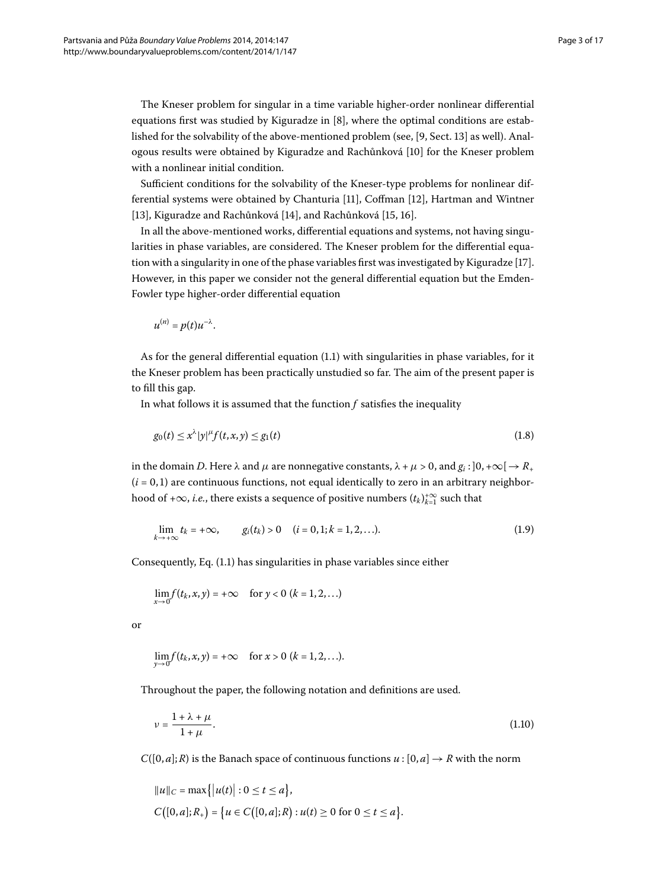The Kneser problem for singular in a time variable higher-order nonlinear differential equations first was studied by Kiguradze in [8], where the optimal conditions are established for the solvability of the above-mentioned problem (see, [9, Sect. 13] as well). Analogous results were obtained by Kiguradze and Rachůnková [10] for the Kneser problem with a nonlinear initial condition.

Sufficient conditions for the solvability of the Kneser-type problems for nonlinear differential systems were obtained by Chanturia [11], Coffman [12], Hartman and Wintner [13], Kiguradze and Rachůnková [14], and Rachůnková [15, 16].

In all the above-mentioned works, differential equations and systems, not having singularities in phase variables, are considered. The Kneser problem for the differential equation with a singularity in one of the phase variables first was investigated by Kiguradze [17]. However, in this paper we consider not the general differential equation but the Emden-Fowler type higher-order differential equation

$$u^{(n)} = p(t)u^{-\lambda}.$$

As for the general differential equation (1.1) with singularities in phase variables, for it the Kneser problem has been practically unstudied so far. The aim of the present paper is to fill this gap.

In what follows it is assumed that the function $f$ satisfies the inequality

$$g_0(t) \le x^{\lambda}|y|^{\mu} f(t,x,y) \le g_1(t) \tag{1.8}$$

in the domain $D$. Here $\lambda$ and $\mu$ are nonnegative constants, $\lambda + \mu > 0$, and $g_i : ]0,+\infty[ \to R_+$ ($i = 0,1$) are continuous functions, not equal identically to zero in an arbitrary neighborhood of $+\infty$, *i.e.*, there exists a sequence of positive numbers $(t_k)_{k=1}^{+\infty}$ such that

$$\lim_{k\to+\infty} t_k = +\infty, \qquad g_i(t_k) > 0 \quad (i = 0,1; k = 1,2,\ldots). \tag{1.9}$$

Consequently, Eq. (1.1) has singularities in phase variables since either

$$\lim_{x\to 0} f(t_k,x,y) = +\infty \quad \text{for } y < 0 \ (k = 1,2,\ldots)$$

or

$$\lim_{y\to 0} f(t_k,x,y) = +\infty \quad \text{for } x > 0 \ (k = 1,2,\ldots).$$

Throughout the paper, the following notation and definitions are used.

$$\nu = \frac{1+\lambda+\mu}{1+\mu}. \tag{1.10}$$

$C([0,a];R)$ is the Banach space of continuous functions $u : [0,a] \to R$ with the norm

$$\|u\|_C = \max\{|u(t)| : 0 \le t \le a\},$$
$$C([0,a];R_+) = \{u \in C([0,a];R) : u(t) \ge 0 \text{ for } 0 \le t \le a\}.$$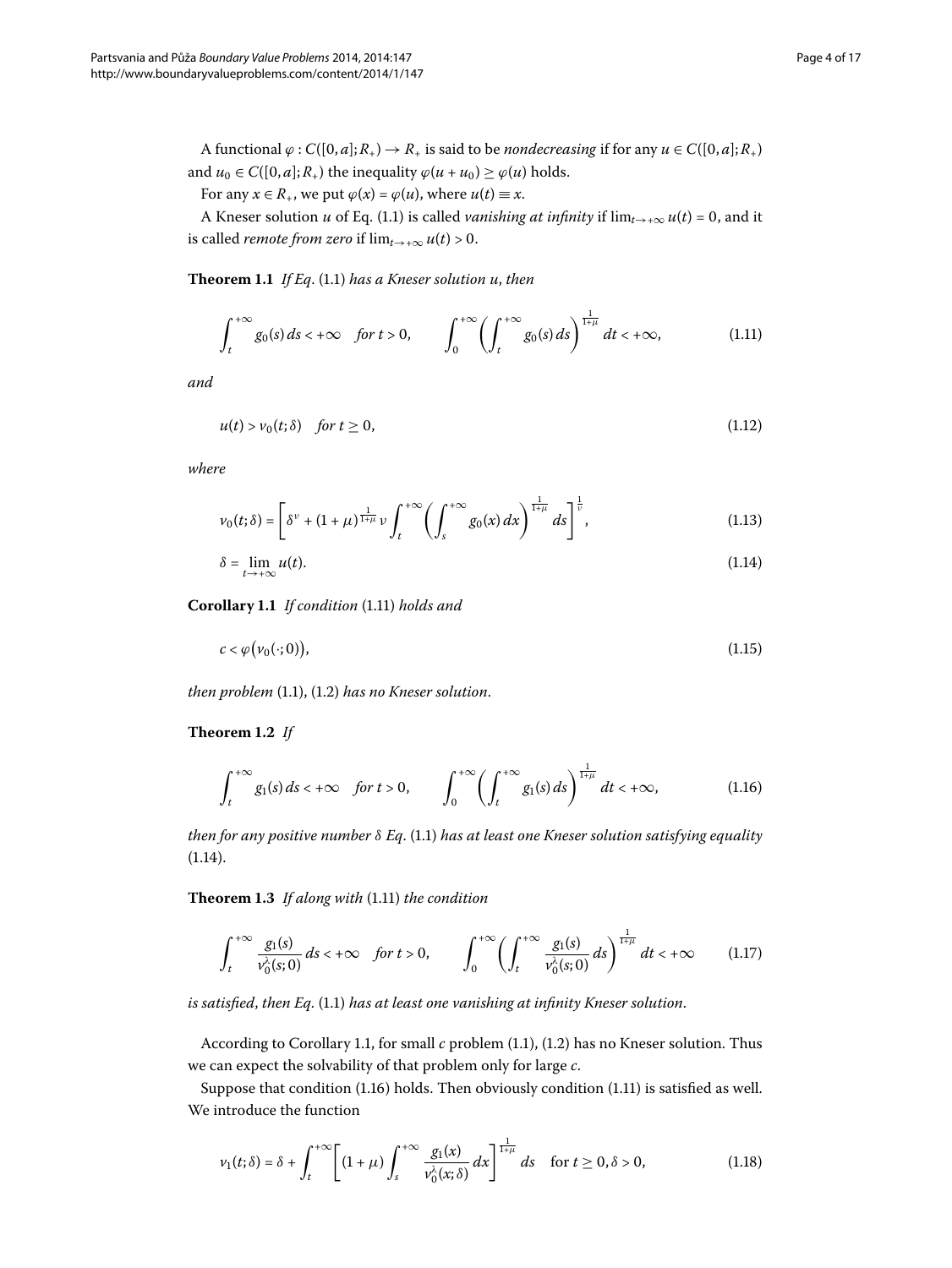A functional $\varphi : C([0,a];R_+) \to R_+$ is said to be *nondecreasing* if for any $u \in C([0,a];R_+)$ and $u_0 \in C([0,a];R_+)$ the inequality $\varphi(u + u_0) \geq \varphi(u)$ holds.

For any $x \in R_+$, we put $\varphi(x) = \varphi(u)$, where $u(t) \equiv x$.

A Kneser solution $u$ of Eq. (1.1) is called *vanishing at infinity* if $\lim_{t\to+\infty} u(t) = 0$, and it is called *remote from zero* if $\lim_{t\to+\infty} u(t) > 0$.

**Theorem 1.1** *If Eq.* (1.1) *has a Kneser solution u*, *then*

$$\int_t^{+\infty} g_0(s)\,ds < +\infty \quad \text{for } t > 0, \qquad \int_0^{+\infty} \left( \int_t^{+\infty} g_0(s)\,ds \right)^{\frac{1}{1+\mu}} dt < +\infty, \tag{1.11}$$

*and*

$$u(t) > v_0(t;\delta) \quad \text{for } t \geq 0, \tag{1.12}$$

*where*

$$v_0(t;\delta) = \left[ \delta^\nu + (1+\mu)^{\frac{1}{1+\mu}} \nu \int_t^{+\infty} \left( \int_s^{+\infty} g_0(x)\,dx \right)^{\frac{1}{1+\mu}} ds \right]^{\frac{1}{\nu}}, \tag{1.13}$$

$$\delta = \lim_{t\to+\infty} u(t). \tag{1.14}$$

**Corollary 1.1** *If condition* (1.11) *holds and*

$$c < \varphi\bigl(v_0(\cdot;0)\bigr), \tag{1.15}$$

*then problem* (1.1), (1.2) *has no Kneser solution*.

**Theorem 1.2** *If*

$$\int_t^{+\infty} g_1(s)\,ds < +\infty \quad \text{for } t > 0, \qquad \int_0^{+\infty} \left( \int_t^{+\infty} g_1(s)\,ds \right)^{\frac{1}{1+\mu}} dt < +\infty, \tag{1.16}$$

*then for any positive number $\delta$ Eq.* (1.1) *has at least one Kneser solution satisfying equality* (1.14).

**Theorem 1.3** *If along with* (1.11) *the condition*

$$\int_t^{+\infty} \frac{g_1(s)}{v_0^\lambda(s;0)}\,ds < +\infty \quad \text{for } t > 0, \qquad \int_0^{+\infty} \left( \int_t^{+\infty} \frac{g_1(s)}{v_0^\lambda(s;0)}\,ds \right)^{\frac{1}{1+\mu}} dt < +\infty \tag{1.17}$$

*is satisfied*, *then Eq.* (1.1) *has at least one vanishing at infinity Kneser solution*.

According to Corollary 1.1, for small $c$ problem (1.1), (1.2) has no Kneser solution. Thus we can expect the solvability of that problem only for large $c$.

Suppose that condition (1.16) holds. Then obviously condition (1.11) is satisfied as well. We introduce the function

$$v_1(t;\delta) = \delta + \int_t^{+\infty} \left[ (1+\mu) \int_s^{+\infty} \frac{g_1(x)}{v_0^\lambda(x;\delta)}\,dx \right]^{\frac{1}{1+\mu}} ds \quad \text{for } t \geq 0, \delta > 0, \tag{1.18}$$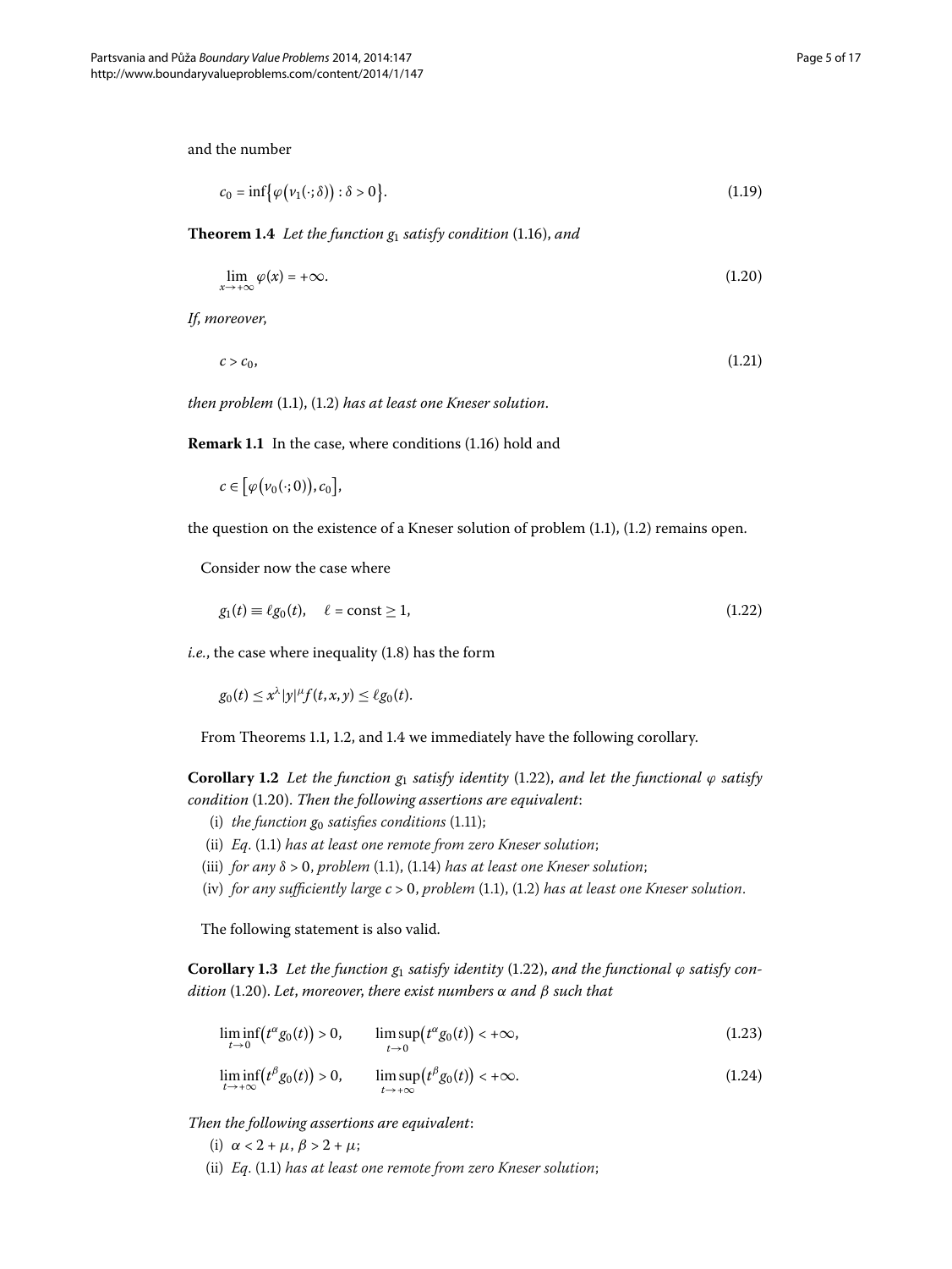and the number

$$c_0 = \inf\{\varphi(v_1(\cdot;\delta)) : \delta > 0\}. \tag{1.19}$$

**Theorem 1.4** *Let the function $g_1$ satisfy condition* (1.16), *and*

$$\lim_{x\to+\infty} \varphi(x) = +\infty. \tag{1.20}$$

*If, moreover,*

$$c > c_0, \tag{1.21}$$

*then problem* (1.1), (1.2) *has at least one Kneser solution.*

**Remark 1.1** In the case, where conditions (1.16) hold and

$$c \in [\varphi(v_0(\cdot;0)), c_0],$$

the question on the existence of a Kneser solution of problem (1.1), (1.2) remains open.

Consider now the case where

$$g_1(t) \equiv \ell g_0(t), \quad \ell = \text{const} \geq 1, \tag{1.22}$$

*i.e.*, the case where inequality (1.8) has the form

$$g_0(t) \leq x^\lambda |y|^\mu f(t,x,y) \leq \ell g_0(t).$$

From Theorems 1.1, 1.2, and 1.4 we immediately have the following corollary.

**Corollary 1.2** *Let the function $g_1$ satisfy identity* (1.22), *and let the functional $\varphi$ satisfy condition* (1.20). *Then the following assertions are equivalent*:

(i) *the function $g_0$ satisfies conditions* (1.11);

(ii) *Eq.* (1.1) *has at least one remote from zero Kneser solution*;

(iii) *for any $\delta > 0$, problem* (1.1), (1.14) *has at least one Kneser solution*;

(iv) *for any sufficiently large $c > 0$, problem* (1.1), (1.2) *has at least one Kneser solution.*

The following statement is also valid.

**Corollary 1.3** *Let the function $g_1$ satisfy identity* (1.22), *and the functional $\varphi$ satisfy condition* (1.20). *Let, moreover, there exist numbers $\alpha$ and $\beta$ such that*

$$\liminf_{t\to 0}(t^\alpha g_0(t)) > 0, \qquad \limsup_{t\to 0}(t^\alpha g_0(t)) < +\infty, \tag{1.23}$$

$$\liminf_{t\to +\infty}(t^\beta g_0(t)) > 0, \qquad \limsup_{t\to +\infty}(t^\beta g_0(t)) < +\infty. \tag{1.24}$$

*Then the following assertions are equivalent*:

(i) $\alpha < 2 + \mu$, $\beta > 2 + \mu$;

(ii) *Eq.* (1.1) *has at least one remote from zero Kneser solution*;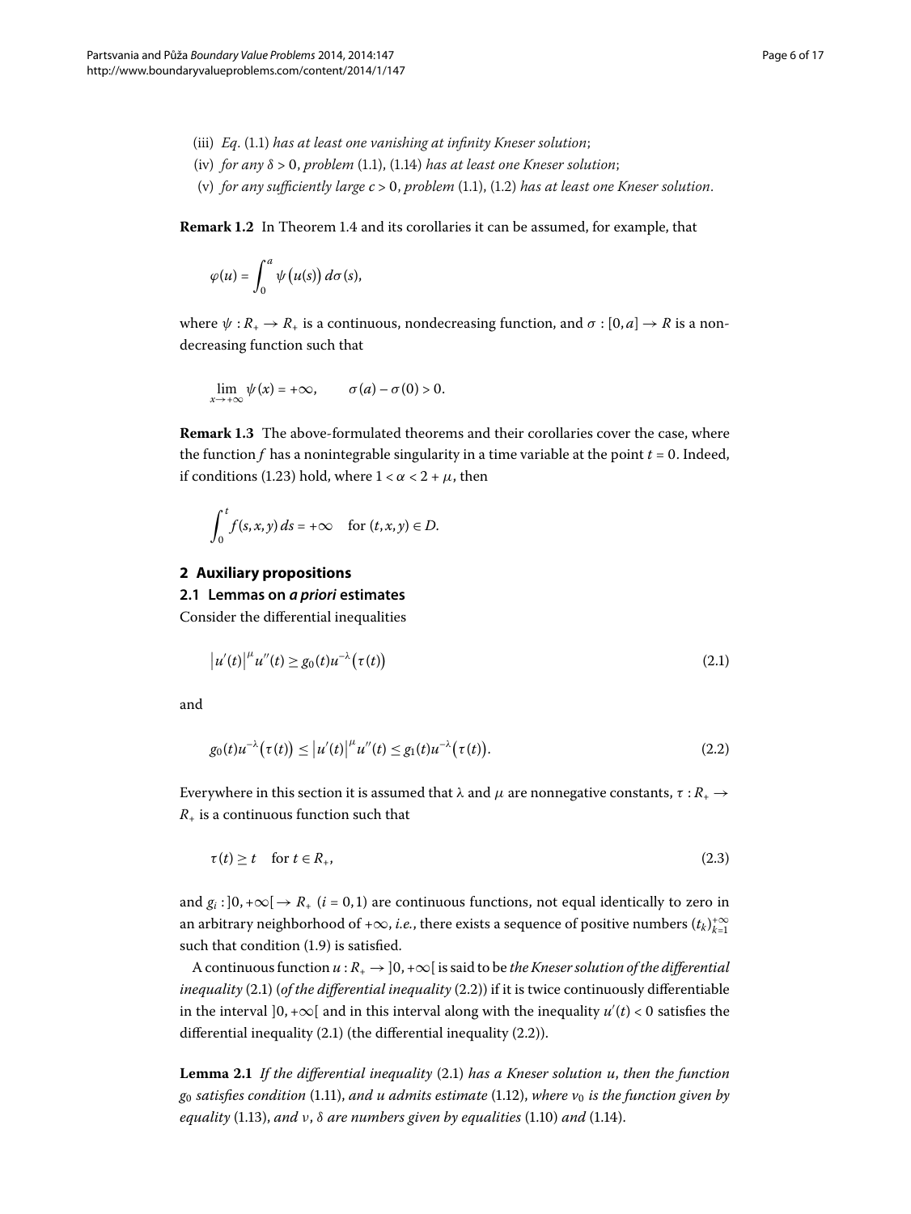(iii) *Eq.* (1.1) *has at least one vanishing at infinity Kneser solution*;

(iv) *for any* $\delta > 0$, *problem* (1.1), (1.14) *has at least one Kneser solution*;

(v) *for any sufficiently large* $c > 0$, *problem* (1.1), (1.2) *has at least one Kneser solution.*

**Remark 1.2** In Theorem 1.4 and its corollaries it can be assumed, for example, that

$$\varphi(u) = \int_0^a \psi\big(u(s)\big)\, d\sigma(s),$$

where $\psi : R_+ \to R_+$ is a continuous, nondecreasing function, and $\sigma : [0, a] \to R$ is a nondecreasing function such that

$$\lim_{x\to+\infty} \psi(x) = +\infty, \qquad \sigma(a) - \sigma(0) > 0.$$

**Remark 1.3** The above-formulated theorems and their corollaries cover the case, where the function $f$ has a nonintegrable singularity in a time variable at the point $t = 0$. Indeed, if conditions (1.23) hold, where $1 < \alpha < 2 + \mu$, then

$$\int_0^t f(s, x, y)\, ds = +\infty \quad \text{for } (t, x, y) \in D.$$

## 2 Auxiliary propositions

### 2.1 Lemmas on *a priori* estimates

Consider the differential inequalities

$$\big|u'(t)\big|^\mu u''(t) \ge g_0(t)u^{-\lambda}\big(\tau(t)\big) \tag{2.1}$$

and

$$g_0(t)u^{-\lambda}\big(\tau(t)\big) \le \big|u'(t)\big|^\mu u''(t) \le g_1(t)u^{-\lambda}\big(\tau(t)\big). \tag{2.2}$$

Everywhere in this section it is assumed that $\lambda$ and $\mu$ are nonnegative constants, $\tau : R_+ \to R_+$ is a continuous function such that

$$\tau(t) \ge t \quad \text{for } t \in R_+, \tag{2.3}$$

and $g_i : ]0, +\infty[ \to R_+$ ($i = 0, 1$) are continuous functions, not equal identically to zero in an arbitrary neighborhood of $+\infty$, *i.e.*, there exists a sequence of positive numbers $(t_k)_{k=1}^{+\infty}$ such that condition (1.9) is satisfied.

A continuous function $u : R_+ \to ]0, +\infty[$ is said to be *the Kneser solution of the differential inequality* (2.1) (*of the differential inequality* (2.2)) if it is twice continuously differentiable in the interval $]0, +\infty[$ and in this interval along with the inequality $u'(t) < 0$ satisfies the differential inequality (2.1) (the differential inequality (2.2)).

**Lemma 2.1** *If the differential inequality* (2.1) *has a Kneser solution* $u$, *then the function* $g_0$ *satisfies condition* (1.11), *and* $u$ *admits estimate* (1.12), *where* $v_0$ *is the function given by equality* (1.13), *and* $\nu$, $\delta$ *are numbers given by equalities* (1.10) *and* (1.14).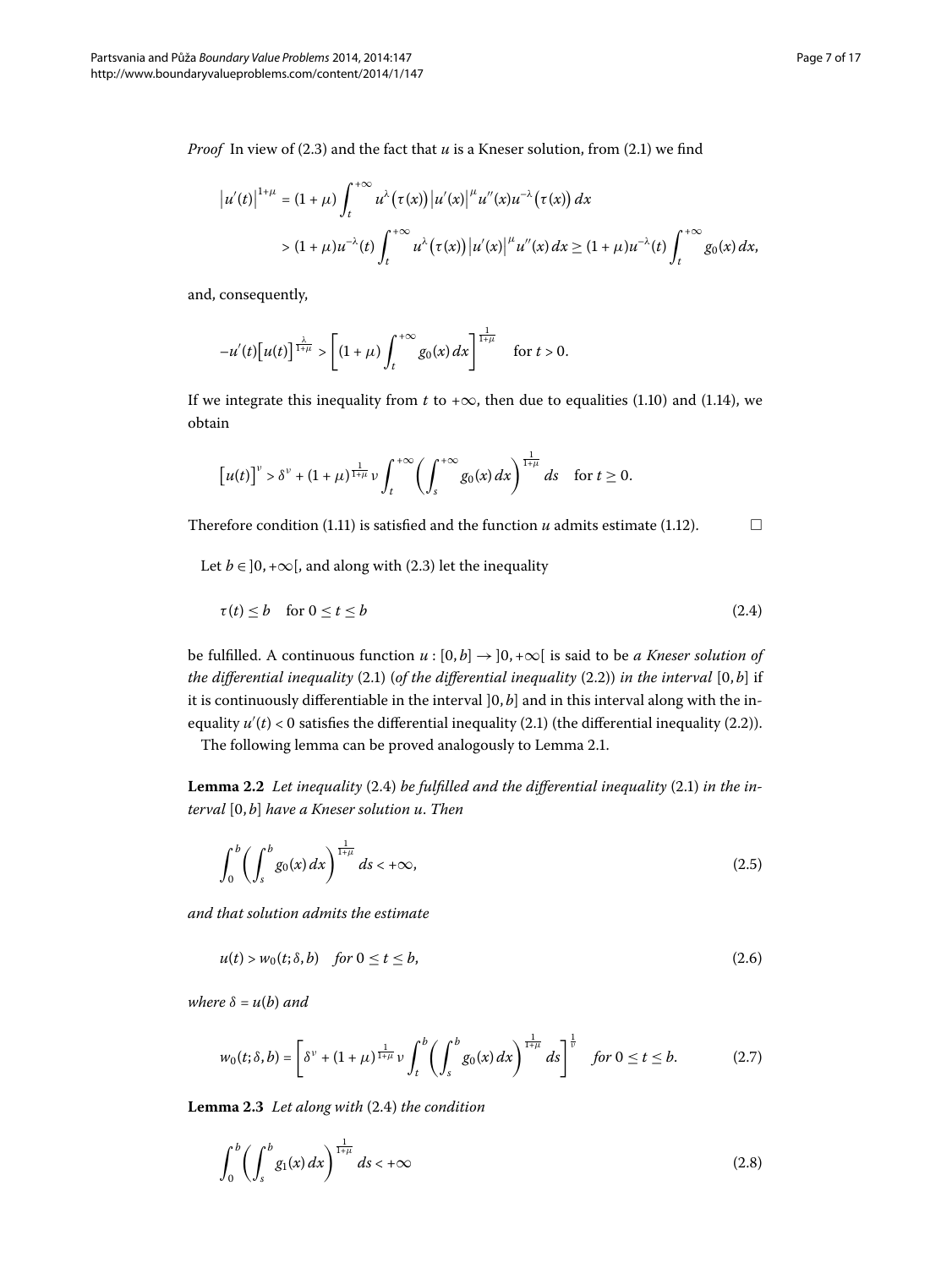*Proof* In view of (2.3) and the fact that $u$ is a Kneser solution, from (2.1) we find

$$\begin{aligned}
\left|u'(t)\right|^{1+\mu} &= (1+\mu)\int_t^{+\infty} u^{\lambda}\big(\tau(x)\big)\left|u'(x)\right|^{\mu} u''(x) u^{-\lambda}\big(\tau(x)\big)\,dx \\
&> (1+\mu)u^{-\lambda}(t)\int_t^{+\infty} u^{\lambda}\big(\tau(x)\big)\left|u'(x)\right|^{\mu} u''(x)\,dx \geq (1+\mu)u^{-\lambda}(t)\int_t^{+\infty} g_0(x)\,dx,
\end{aligned}$$

and, consequently,

$$-u'(t)\big[u(t)\big]^{\frac{\lambda}{1+\mu}} > \left[(1+\mu)\int_t^{+\infty} g_0(x)\,dx\right]^{\frac{1}{1+\mu}} \quad \text{for } t > 0.$$

If we integrate this inequality from $t$ to $+\infty$, then due to equalities (1.10) and (1.14), we obtain

$$\big[u(t)\big]^{\nu} > \delta^{\nu} + (1+\mu)^{\frac{1}{1+\mu}}\nu\int_t^{+\infty}\left(\int_s^{+\infty} g_0(x)\,dx\right)^{\frac{1}{1+\mu}} ds \quad \text{for } t \geq 0.$$

Therefore condition (1.11) is satisfied and the function $u$ admits estimate (1.12). □

Let $b \in \,]0,+\infty[$, and along with (2.3) let the inequality

$$\tau(t) \leq b \quad \text{for } 0 \leq t \leq b \tag{2.4}$$

be fulfilled. A continuous function $u : [0,b] \to \,]0,+\infty[$ is said to be *a Kneser solution of the differential inequality* (2.1) (*of the differential inequality* (2.2)) *in the interval* $[0,b]$ if it is continuously differentiable in the interval $]0,b]$ and in this interval along with the inequality $u'(t) < 0$ satisfies the differential inequality (2.1) (the differential inequality (2.2)).

The following lemma can be proved analogously to Lemma 2.1.

**Lemma 2.2** *Let inequality* (2.4) *be fulfilled and the differential inequality* (2.1) *in the interval* $[0,b]$ *have a Kneser solution* $u$. *Then*

$$\int_0^b\left(\int_s^b g_0(x)\,dx\right)^{\frac{1}{1+\mu}} ds < +\infty, \tag{2.5}$$

*and that solution admits the estimate*

$$u(t) > w_0(t;\delta,b) \quad \textit{for } 0 \leq t \leq b, \tag{2.6}$$

*where* $\delta = u(b)$ *and*

$$w_0(t;\delta,b) = \left[\delta^{\nu} + (1+\mu)^{\frac{1}{1+\mu}}\nu\int_t^b\left(\int_s^b g_0(x)\,dx\right)^{\frac{1}{1+\mu}} ds\right]^{\frac{1}{\nu}} \quad \textit{for } 0 \leq t \leq b. \tag{2.7}$$

**Lemma 2.3** *Let along with* (2.4) *the condition*

$$\int_0^b\left(\int_s^b g_1(x)\,dx\right)^{\frac{1}{1+\mu}} ds < +\infty \tag{2.8}$$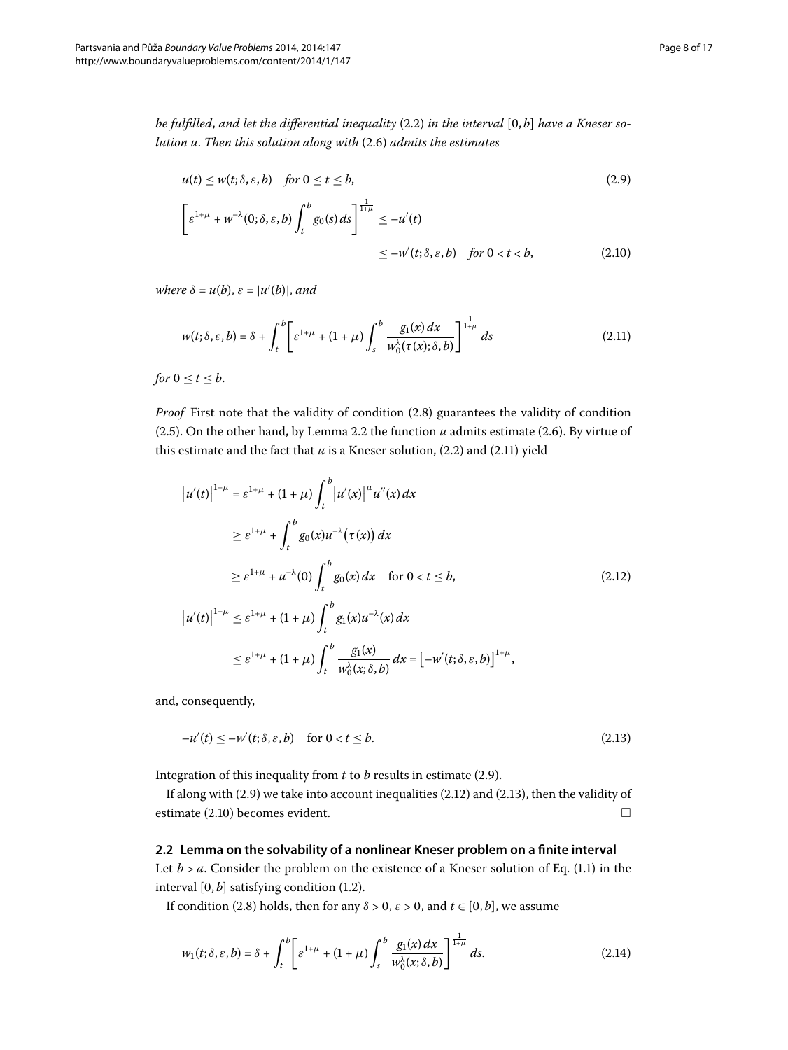*be fulfilled, and let the differential inequality* (2.2) *in the interval* $[0, b]$ *have a Kneser solution* $u$. *Then this solution along with* (2.6) *admits the estimates*

$$u(t) \le w(t; \delta, \varepsilon, b) \quad \text{for } 0 \le t \le b, \tag{2.9}$$

$$\left[\varepsilon^{1+\mu} + w^{-\lambda}(0; \delta, \varepsilon, b) \int_t^b g_0(s)\, ds\right]^{\frac{1}{1+\mu}} \le -u'(t) \le -w'(t; \delta, \varepsilon, b) \quad \text{for } 0 < t < b, \tag{2.10}$$

*where* $\delta = u(b)$, $\varepsilon = |u'(b)|$, *and*

$$w(t; \delta, \varepsilon, b) = \delta + \int_t^b \left[\varepsilon^{1+\mu} + (1+\mu) \int_s^b \frac{g_1(x)\, dx}{w_0^\lambda(\tau(x); \delta, b)}\right]^{\frac{1}{1+\mu}} ds \tag{2.11}$$

*for* $0 \le t \le b$.

*Proof* First note that the validity of condition (2.8) guarantees the validity of condition (2.5). On the other hand, by Lemma 2.2 the function $u$ admits estimate (2.6). By virtue of this estimate and the fact that $u$ is a Kneser solution, (2.2) and (2.11) yield

$$\begin{aligned}
\left|u'(t)\right|^{1+\mu} &= \varepsilon^{1+\mu} + (1+\mu) \int_t^b \left|u'(x)\right|^\mu u''(x)\, dx \\
&\ge \varepsilon^{1+\mu} + \int_t^b g_0(x) u^{-\lambda}\big(\tau(x)\big)\, dx \\
&\ge \varepsilon^{1+\mu} + u^{-\lambda}(0) \int_t^b g_0(x)\, dx \quad \text{for } 0 < t \le b, \\
\left|u'(t)\right|^{1+\mu} &\le \varepsilon^{1+\mu} + (1+\mu) \int_t^b g_1(x) u^{-\lambda}(x)\, dx \\
&\le \varepsilon^{1+\mu} + (1+\mu) \int_t^b \frac{g_1(x)}{w_0^\lambda(x; \delta, b)}\, dx = \left[-w'(t; \delta, \varepsilon, b)\right]^{1+\mu},
\end{aligned} \tag{2.12}$$

and, consequently,

$$-u'(t) \le -w'(t; \delta, \varepsilon, b) \quad \text{for } 0 < t \le b. \tag{2.13}$$

Integration of this inequality from $t$ to $b$ results in estimate (2.9).

If along with (2.9) we take into account inequalities (2.12) and (2.13), then the validity of estimate (2.10) becomes evident. □

## 2.2 Lemma on the solvability of a nonlinear Kneser problem on a finite interval

Let $b > a$. Consider the problem on the existence of a Kneser solution of Eq. (1.1) in the interval $[0, b]$ satisfying condition (1.2).

If condition (2.8) holds, then for any $\delta > 0$, $\varepsilon > 0$, and $t \in [0, b]$, we assume

$$w_1(t; \delta, \varepsilon, b) = \delta + \int_t^b \left[\varepsilon^{1+\mu} + (1+\mu) \int_s^b \frac{g_1(x)\, dx}{w_0^\lambda(x; \delta, b)}\right]^{\frac{1}{1+\mu}} ds. \tag{2.14}$$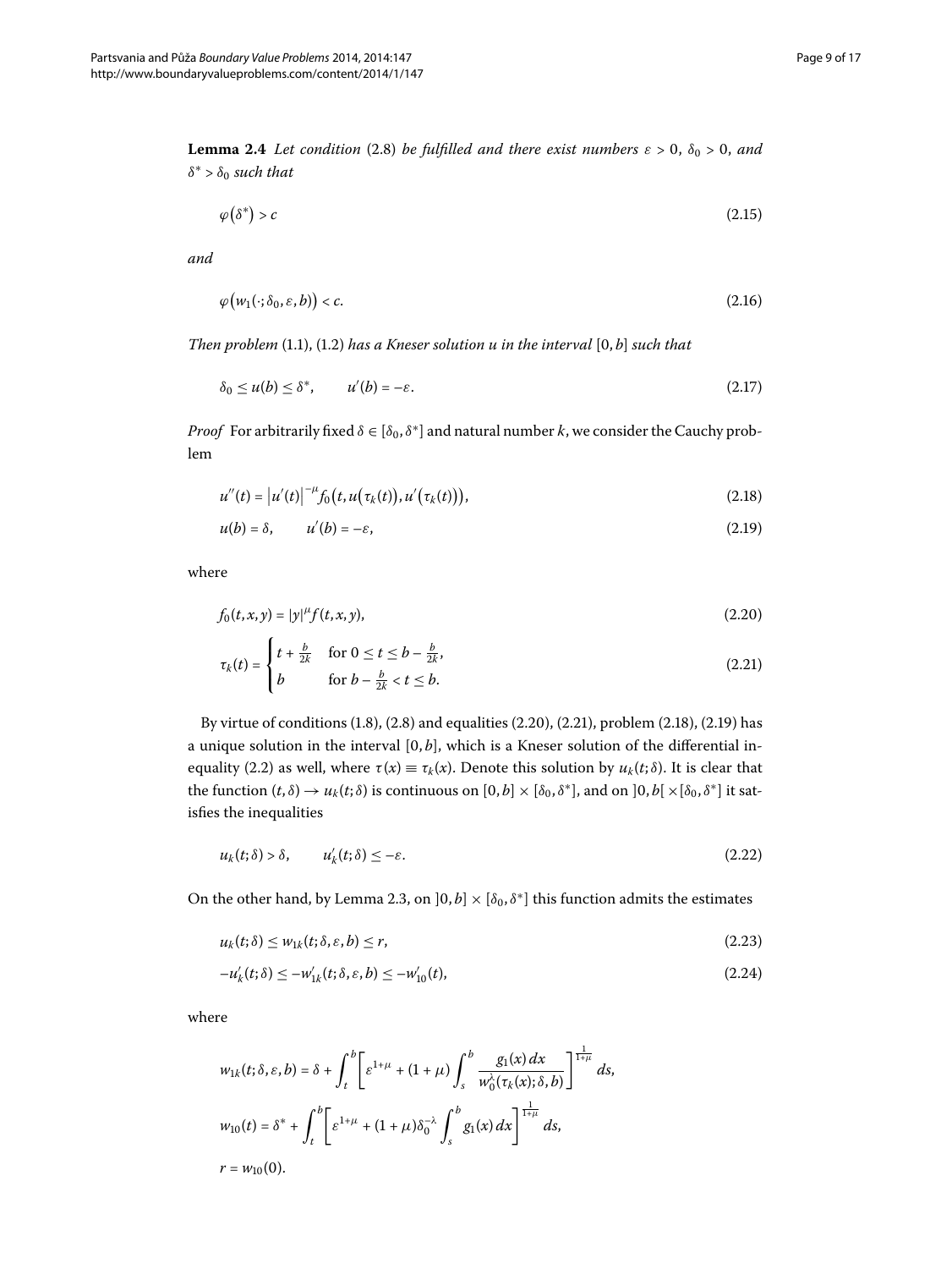**Lemma 2.4** *Let condition* (2.8) *be fulfilled and there exist numbers* $\varepsilon > 0$, $\delta_0 > 0$, *and* $\delta^* > \delta_0$ *such that*

$$\varphi(\delta^*) > c \tag{2.15}$$

*and*

$$\varphi(w_1(\cdot;\delta_0,\varepsilon,b)) < c. \tag{2.16}$$

*Then problem* (1.1), (1.2) *has a Kneser solution* $u$ *in the interval* $[0,b]$ *such that*

$$\delta_0 \le u(b) \le \delta^*, \qquad u'(b) = -\varepsilon. \tag{2.17}$$

*Proof* For arbitrarily fixed $\delta \in [\delta_0,\delta^*]$ and natural number $k$, we consider the Cauchy problem

$$u''(t) = |u'(t)|^{-\mu} f_0(t, u(\tau_k(t)), u'(\tau_k(t))), \tag{2.18}$$

$$u(b) = \delta, \qquad u'(b) = -\varepsilon, \tag{2.19}$$

where

$$f_0(t,x,y) = |y|^{\mu} f(t,x,y), \tag{2.20}$$

$$\tau_k(t) = \begin{cases} t + \frac{b}{2k} & \text{for } 0 \le t \le b - \frac{b}{2k}, \\ b & \text{for } b - \frac{b}{2k} < t \le b. \end{cases} \tag{2.21}$$

By virtue of conditions (1.8), (2.8) and equalities (2.20), (2.21), problem (2.18), (2.19) has a unique solution in the interval $[0,b]$, which is a Kneser solution of the differential inequality (2.2) as well, where $\tau(x) \equiv \tau_k(x)$. Denote this solution by $u_k(t;\delta)$. It is clear that the function $(t,\delta) \to u_k(t;\delta)$ is continuous on $[0,b] \times [\delta_0,\delta^*]$, and on $]0,b[\, \times [\delta_0,\delta^*]$ it satisfies the inequalities

$$u_k(t;\delta) > \delta, \qquad u_k'(t;\delta) \le -\varepsilon. \tag{2.22}$$

On the other hand, by Lemma 2.3, on $]0,b] \times [\delta_0,\delta^*]$ this function admits the estimates

$$u_k(t;\delta) \le w_{1k}(t;\delta,\varepsilon,b) \le r, \tag{2.23}$$

$$-u_k'(t;\delta) \le -w_{1k}'(t;\delta,\varepsilon,b) \le -w_{10}'(t), \tag{2.24}$$

where

$$w_{1k}(t;\delta,\varepsilon,b) = \delta + \int_t^b \left[\varepsilon^{1+\mu} + (1+\mu)\int_s^b \frac{g_1(x)\,dx}{w_0^{\lambda}(\tau_k(x);\delta,b)}\right]^{\frac{1}{1+\mu}} ds,$$

$$w_{10}(t) = \delta^* + \int_t^b \left[\varepsilon^{1+\mu} + (1+\mu)\delta_0^{-\lambda}\int_s^b g_1(x)\,dx\right]^{\frac{1}{1+\mu}} ds,$$

$$r = w_{10}(0).$$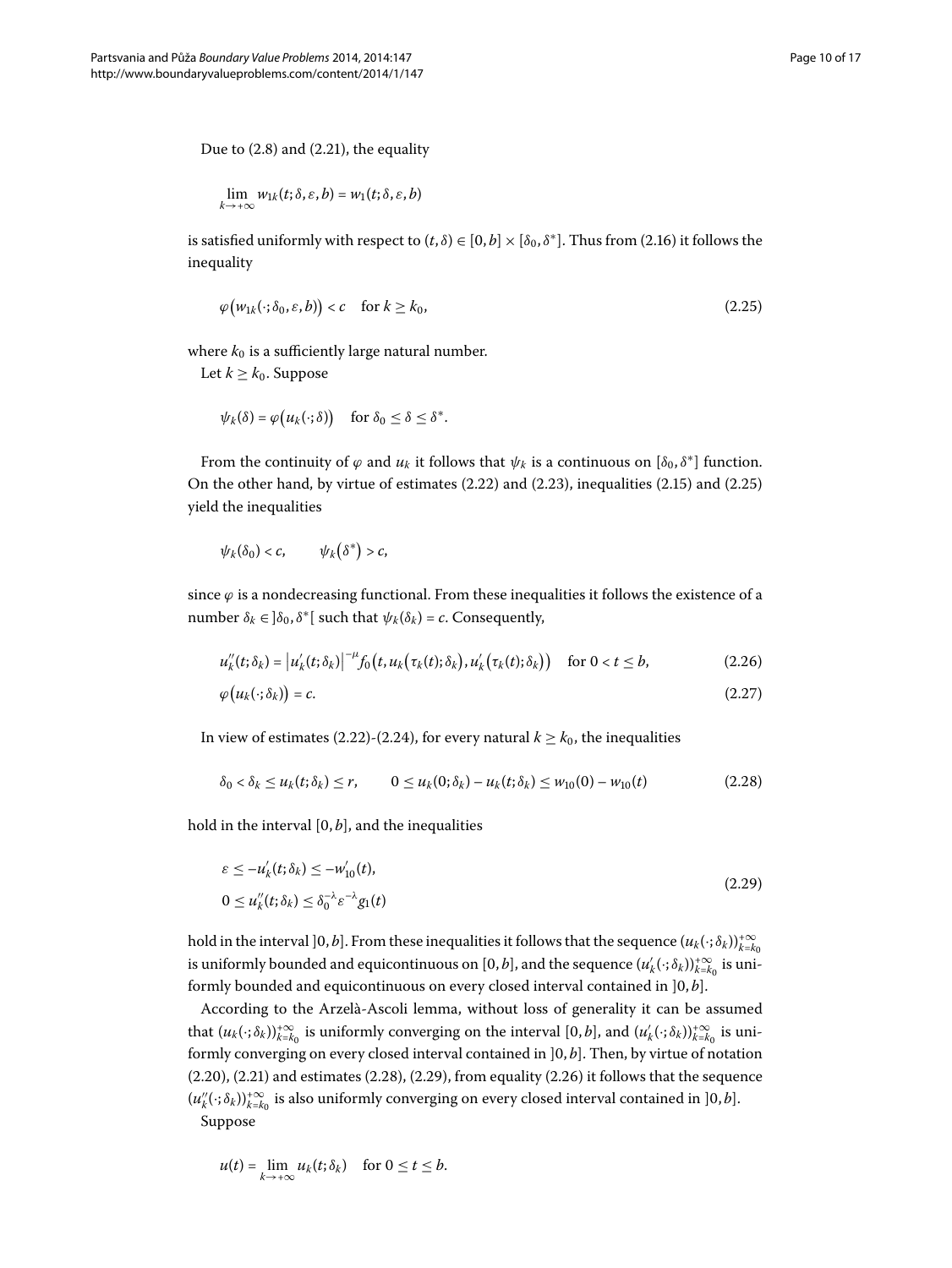Due to (2.8) and (2.21), the equality

$$\lim_{k\to+\infty} w_{1k}(t;\delta,\varepsilon,b) = w_1(t;\delta,\varepsilon,b)$$

is satisfied uniformly with respect to $(t,\delta)\in[0,b]\times[\delta_0,\delta^*]$. Thus from (2.16) it follows the inequality

$$\varphi\big(w_{1k}(\cdot;\delta_0,\varepsilon,b)\big) < c \quad \text{for } k\geq k_0, \tag{2.25}$$

where $k_0$ is a sufficiently large natural number.

Let $k\geq k_0$. Suppose

$$\psi_k(\delta) = \varphi\big(u_k(\cdot;\delta)\big) \quad \text{for } \delta_0\leq\delta\leq\delta^*.$$

From the continuity of $\varphi$ and $u_k$ it follows that $\psi_k$ is a continuous on $[\delta_0,\delta^*]$ function. On the other hand, by virtue of estimates (2.22) and (2.23), inequalities (2.15) and (2.25) yield the inequalities

$$\psi_k(\delta_0) < c, \qquad \psi_k\big(\delta^*\big) > c,$$

since $\varphi$ is a nondecreasing functional. From these inequalities it follows the existence of a number $\delta_k\in\,]\delta_0,\delta^*[$ such that $\psi_k(\delta_k)=c$. Consequently,

$$u_k''(t;\delta_k) = \big|u_k'(t;\delta_k)\big|^{-\mu} f_0\big(t,u_k\big(\tau_k(t);\delta_k\big),u_k'\big(\tau_k(t);\delta_k\big)\big) \quad \text{for } 0<t\leq b, \tag{2.26}$$

$$\varphi\big(u_k(\cdot;\delta_k)\big) = c. \tag{2.27}$$

In view of estimates (2.22)-(2.24), for every natural $k\geq k_0$, the inequalities

$$\delta_0 < \delta_k \leq u_k(t;\delta_k)\leq r, \qquad 0\leq u_k(0;\delta_k)-u_k(t;\delta_k)\leq w_{10}(0)-w_{10}(t) \tag{2.28}$$

hold in the interval $[0,b]$, and the inequalities

$$\begin{aligned}
&\varepsilon \leq -u_k'(t;\delta_k)\leq -w_{10}'(t),\\
&0\leq u_k''(t;\delta_k)\leq \delta_0^{-\lambda}\varepsilon^{-\lambda}g_1(t)
\end{aligned} \tag{2.29}$$

hold in the interval $]0,b]$. From these inequalities it follows that the sequence $(u_k(\cdot;\delta_k))_{k=k_0}^{+\infty}$ is uniformly bounded and equicontinuous on $[0,b]$, and the sequence $(u_k'(\cdot;\delta_k))_{k=k_0}^{+\infty}$ is uniformly bounded and equicontinuous on every closed interval contained in $]0,b]$.

According to the Arzelà-Ascoli lemma, without loss of generality it can be assumed that $(u_k(\cdot;\delta_k))_{k=k_0}^{+\infty}$ is uniformly converging on the interval $[0,b]$, and $(u_k'(\cdot;\delta_k))_{k=k_0}^{+\infty}$ is uniformly converging on every closed interval contained in $]0,b]$. Then, by virtue of notation (2.20), (2.21) and estimates (2.28), (2.29), from equality (2.26) it follows that the sequence $(u_k''(\cdot;\delta_k))_{k=k_0}^{+\infty}$ is also uniformly converging on every closed interval contained in $]0,b]$.

Suppose

$$u(t) = \lim_{k\to+\infty} u_k(t;\delta_k) \quad \text{for } 0\leq t\leq b.$$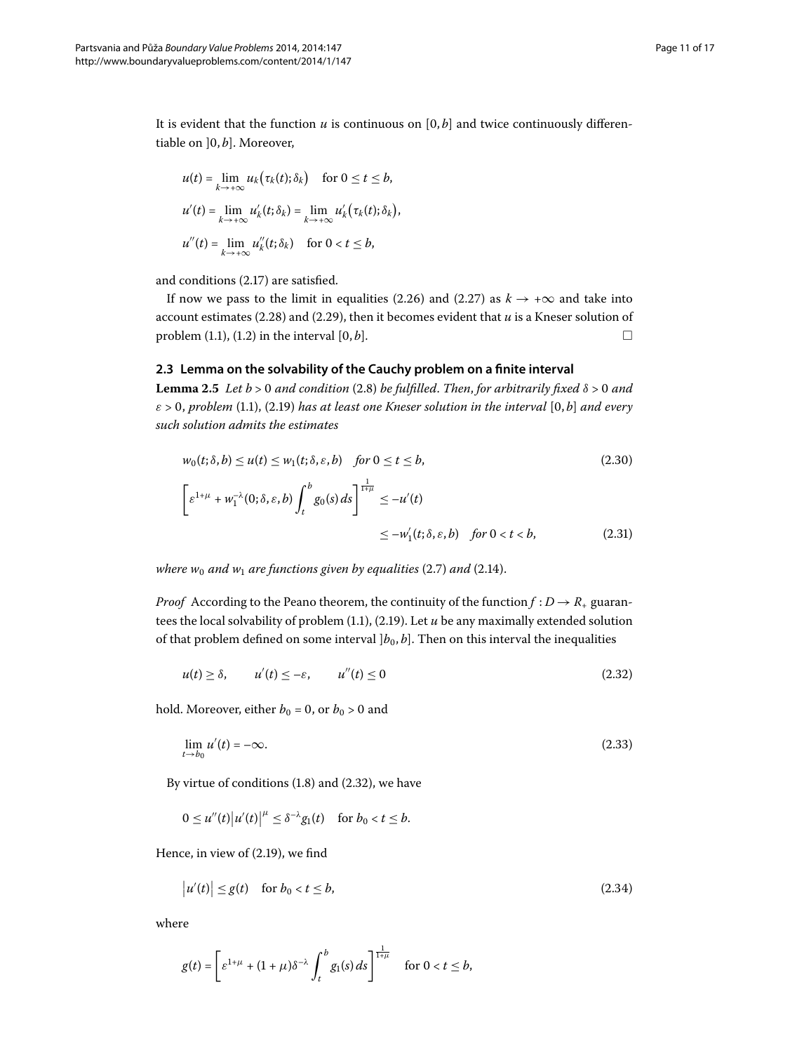It is evident that the function $u$ is continuous on $[0, b]$ and twice continuously differentiable on $]0, b]$. Moreover,

$$u(t) = \lim_{k\to+\infty} u_k\big(\tau_k(t);\delta_k\big) \quad \text{for } 0 \le t \le b,$$

$$u'(t) = \lim_{k\to+\infty} u_k'(t;\delta_k) = \lim_{k\to+\infty} u_k'\big(\tau_k(t);\delta_k\big),$$

$$u''(t) = \lim_{k\to+\infty} u_k''(t;\delta_k) \quad \text{for } 0 < t \le b,$$

and conditions (2.17) are satisfied.

If now we pass to the limit in equalities (2.26) and (2.27) as $k \to +\infty$ and take into account estimates (2.28) and (2.29), then it becomes evident that $u$ is a Kneser solution of problem (1.1), (1.2) in the interval $[0, b]$. □

### 2.3 Lemma on the solvability of the Cauchy problem on a finite interval

**Lemma 2.5** *Let $b > 0$ and condition* (2.8) *be fulfilled. Then, for arbitrarily fixed $\delta > 0$ and $\varepsilon > 0$, problem* (1.1), (2.19) *has at least one Kneser solution in the interval $[0, b]$ and every such solution admits the estimates*

$$w_0(t;\delta,b) \le u(t) \le w_1(t;\delta,\varepsilon,b) \quad \text{for } 0 \le t \le b, \tag{2.30}$$

$$\left[\varepsilon^{1+\mu} + w_1^{-\lambda}(0;\delta,\varepsilon,b)\int_t^b g_0(s)\,ds\right]^{\frac{1}{1+\mu}} \le -u'(t)$$
$$\le -w_1'(t;\delta,\varepsilon,b) \quad \text{for } 0 < t < b, \tag{2.31}$$

*where $w_0$ and $w_1$ are functions given by equalities* (2.7) *and* (2.14).

*Proof* According to the Peano theorem, the continuity of the function $f : D \to R_+$ guarantees the local solvability of problem (1.1), (2.19). Let $u$ be any maximally extended solution of that problem defined on some interval $]b_0, b]$. Then on this interval the inequalities

$$u(t) \ge \delta, \qquad u'(t) \le -\varepsilon, \qquad u''(t) \le 0 \tag{2.32}$$

hold. Moreover, either $b_0 = 0$, or $b_0 > 0$ and

$$\lim_{t\to b_0} u'(t) = -\infty. \tag{2.33}$$

By virtue of conditions (1.8) and (2.32), we have

$$0 \le u''(t)\big|u'(t)\big|^{\mu} \le \delta^{-\lambda} g_1(t) \quad \text{for } b_0 < t \le b.$$

Hence, in view of (2.19), we find

$$\big|u'(t)\big| \le g(t) \quad \text{for } b_0 < t \le b, \tag{2.34}$$

where

$$g(t) = \left[\varepsilon^{1+\mu} + (1+\mu)\delta^{-\lambda}\int_t^b g_1(s)\,ds\right]^{\frac{1}{1+\mu}} \quad \text{for } 0 < t \le b,$$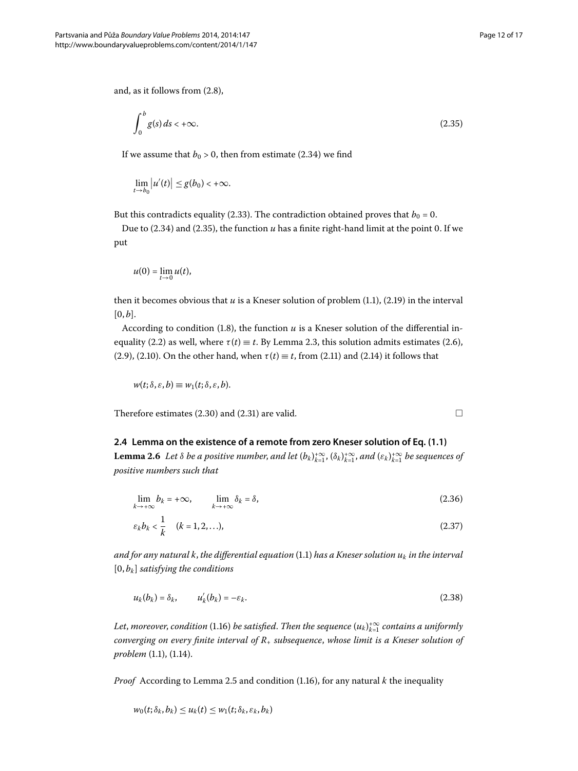and, as it follows from (2.8),

$$\int_0^b g(s)\,ds < +\infty. \tag{2.35}$$

If we assume that $b_0 > 0$, then from estimate (2.34) we find

$$\lim_{t\to b_0} \left|u'(t)\right| \le g(b_0) < +\infty.$$

But this contradicts equality (2.33). The contradiction obtained proves that $b_0 = 0$.

Due to (2.34) and (2.35), the function $u$ has a finite right-hand limit at the point 0. If we put

$$u(0) = \lim_{t\to 0} u(t),$$

then it becomes obvious that $u$ is a Kneser solution of problem (1.1), (2.19) in the interval $[0, b]$.

According to condition (1.8), the function $u$ is a Kneser solution of the differential inequality (2.2) as well, where $\tau(t) \equiv t$. By Lemma 2.3, this solution admits estimates (2.6), (2.9), (2.10). On the other hand, when $\tau(t) \equiv t$, from (2.11) and (2.14) it follows that

$$w(t; \delta, \varepsilon, b) \equiv w_1(t; \delta, \varepsilon, b).$$

Therefore estimates (2.30) and (2.31) are valid. □

### 2.4 Lemma on the existence of a remote from zero Kneser solution of Eq. (1.1)

**Lemma 2.6** *Let $\delta$ be a positive number, and let $(b_k)_{k=1}^{+\infty}$, $(\delta_k)_{k=1}^{+\infty}$, and $(\varepsilon_k)_{k=1}^{+\infty}$ be sequences of positive numbers such that*

$$\lim_{k\to+\infty} b_k = +\infty, \qquad \lim_{k\to+\infty} \delta_k = \delta, \tag{2.36}$$

$$\varepsilon_k b_k < \frac{1}{k} \quad (k = 1, 2, \ldots), \tag{2.37}$$

*and for any natural $k$, the differential equation (1.1) has a Kneser solution $u_k$ in the interval $[0, b_k]$ satisfying the conditions*

$$u_k(b_k) = \delta_k, \qquad u_k'(b_k) = -\varepsilon_k. \tag{2.38}$$

*Let, moreover, condition (1.16) be satisfied. Then the sequence $(u_k)_{k=1}^{+\infty}$ contains a uniformly converging on every finite interval of $R_+$ subsequence, whose limit is a Kneser solution of problem (1.1), (1.14).*

*Proof* According to Lemma 2.5 and condition (1.16), for any natural $k$ the inequality

$$w_0(t; \delta_k, b_k) \le u_k(t) \le w_1(t; \delta_k, \varepsilon_k, b_k)$$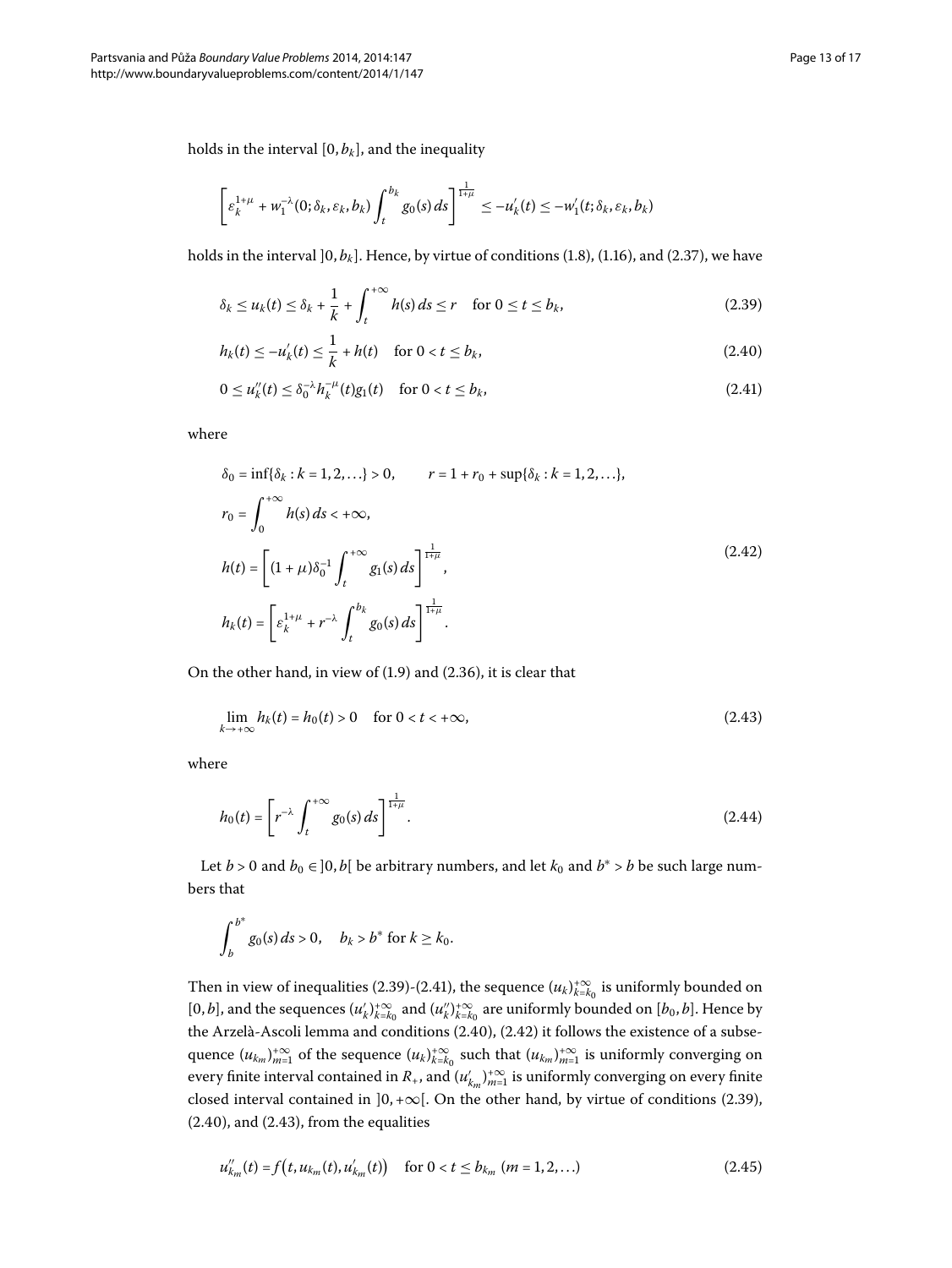holds in the interval $[0, b_k]$, and the inequality

$$\left[\varepsilon_k^{1+\mu} + w_1^{-\lambda}(0;\delta_k,\varepsilon_k,b_k)\int_t^{b_k} g_0(s)\,ds\right]^{\frac{1}{1+\mu}} \le -u_k'(t) \le -w_1'(t;\delta_k,\varepsilon_k,b_k)$$

holds in the interval $]0, b_k]$. Hence, by virtue of conditions (1.8), (1.16), and (2.37), we have

$$\delta_k \le u_k(t) \le \delta_k + \frac{1}{k} + \int_t^{+\infty} h(s)\,ds \le r \quad \text{for } 0 \le t \le b_k, \tag{2.39}$$

$$h_k(t) \le -u_k'(t) \le \frac{1}{k} + h(t) \quad \text{for } 0 < t \le b_k, \tag{2.40}$$

$$0 \le u_k''(t) \le \delta_0^{-\lambda} h_k^{-\mu}(t) g_1(t) \quad \text{for } 0 < t \le b_k, \tag{2.41}$$

where

$$\begin{aligned}
&\delta_0 = \inf\{\delta_k : k = 1,2,\ldots\} > 0, \qquad r = 1 + r_0 + \sup\{\delta_k : k = 1,2,\ldots\}, \\
&r_0 = \int_0^{+\infty} h(s)\,ds < +\infty, \\
&h(t) = \left[(1+\mu)\delta_0^{-1}\int_t^{+\infty} g_1(s)\,ds\right]^{\frac{1}{1+\mu}}, \\
&h_k(t) = \left[\varepsilon_k^{1+\mu} + r^{-\lambda}\int_t^{b_k} g_0(s)\,ds\right]^{\frac{1}{1+\mu}}.
\end{aligned} \tag{2.42}$$

On the other hand, in view of (1.9) and (2.36), it is clear that

$$\lim_{k\to+\infty} h_k(t) = h_0(t) > 0 \quad \text{for } 0 < t < +\infty, \tag{2.43}$$

where

$$h_0(t) = \left[r^{-\lambda}\int_t^{+\infty} g_0(s)\,ds\right]^{\frac{1}{1+\mu}}. \tag{2.44}$$

Let $b > 0$ and $b_0 \in ]0, b[$ be arbitrary numbers, and let $k_0$ and $b^* > b$ be such large numbers that

$$\int_b^{b^*} g_0(s)\,ds > 0, \quad b_k > b^* \text{ for } k \ge k_0.$$

Then in view of inequalities (2.39)-(2.41), the sequence $(u_k)_{k=k_0}^{+\infty}$ is uniformly bounded on $[0, b]$, and the sequences $(u_k')_{k=k_0}^{+\infty}$ and $(u_k'')_{k=k_0}^{+\infty}$ are uniformly bounded on $[b_0, b]$. Hence by the Arzelà-Ascoli lemma and conditions (2.40), (2.42) it follows the existence of a subsequence $(u_{k_m})_{m=1}^{+\infty}$ of the sequence $(u_k)_{k=k_0}^{+\infty}$ such that $(u_{k_m})_{m=1}^{+\infty}$ is uniformly converging on every finite interval contained in $R_+$, and $(u_{k_m}')_{m=1}^{+\infty}$ is uniformly converging on every finite closed interval contained in $]0, +\infty[$. On the other hand, by virtue of conditions (2.39), (2.40), and (2.43), from the equalities

$$u_{k_m}''(t) = f\big(t, u_{k_m}(t), u_{k_m}'(t)\big) \quad \text{for } 0 < t \le b_{k_m} \ (m = 1,2,\ldots) \tag{2.45}$$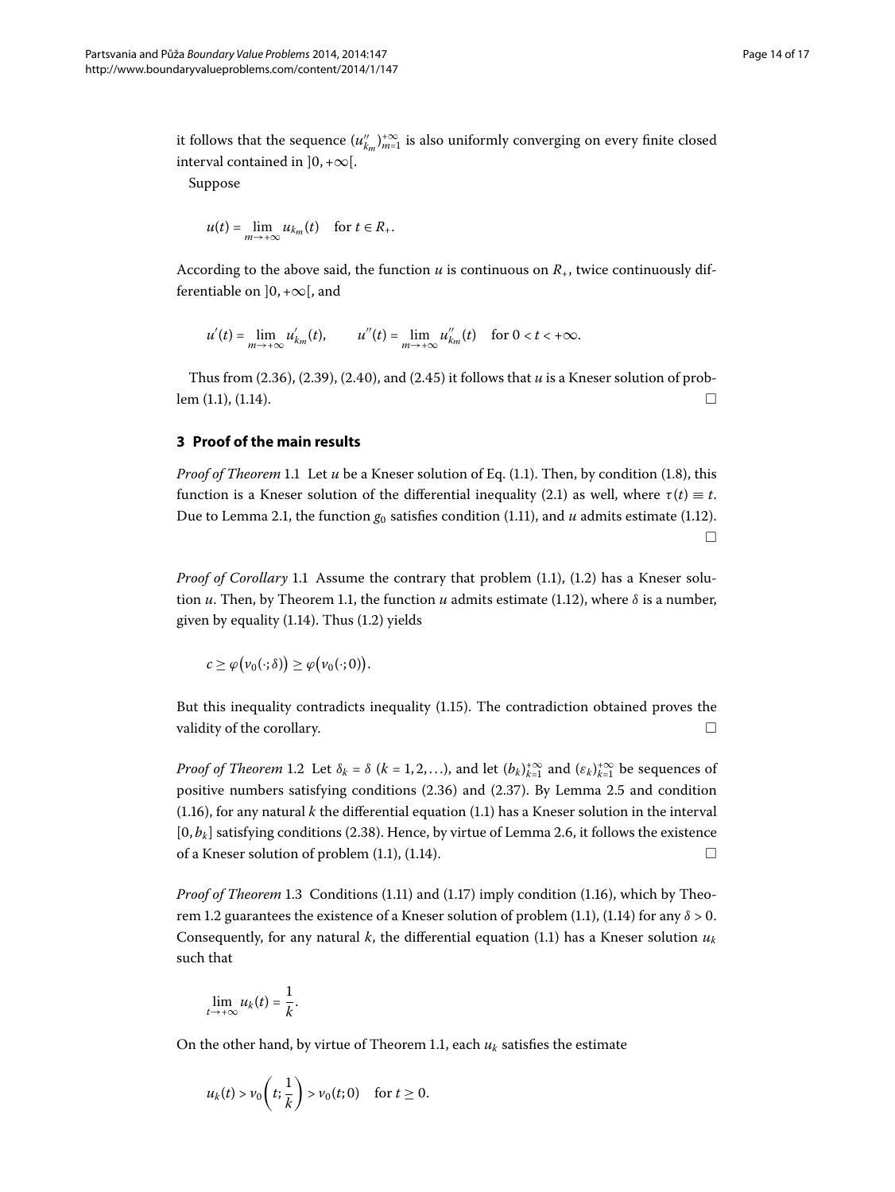it follows that the sequence $(u''_{k_m})_{m=1}^{+\infty}$ is also uniformly converging on every finite closed interval contained in $]0,+\infty[$.

Suppose

$$u(t) = \lim_{m\to+\infty} u_{k_m}(t) \quad \text{for } t \in R_+.$$

According to the above said, the function $u$ is continuous on $R_+$, twice continuously differentiable on $]0,+\infty[$, and

$$u'(t) = \lim_{m\to+\infty} u'_{k_m}(t), \qquad u''(t) = \lim_{m\to+\infty} u''_{k_m}(t) \quad \text{for } 0 < t < +\infty.$$

Thus from (2.36), (2.39), (2.40), and (2.45) it follows that $u$ is a Kneser solution of problem (1.1), (1.14). □

## 3 Proof of the main results

*Proof of Theorem* 1.1 Let $u$ be a Kneser solution of Eq. (1.1). Then, by condition (1.8), this function is a Kneser solution of the differential inequality (2.1) as well, where $\tau(t) \equiv t$. Due to Lemma 2.1, the function $g_0$ satisfies condition (1.11), and $u$ admits estimate (1.12). □

*Proof of Corollary* 1.1 Assume the contrary that problem (1.1), (1.2) has a Kneser solution $u$. Then, by Theorem 1.1, the function $u$ admits estimate (1.12), where $\delta$ is a number, given by equality (1.14). Thus (1.2) yields

$$c \geq \varphi\big(v_0(\cdot;\delta)\big) \geq \varphi\big(v_0(\cdot;0)\big).$$

But this inequality contradicts inequality (1.15). The contradiction obtained proves the validity of the corollary. □

*Proof of Theorem* 1.2 Let $\delta_k = \delta$ ($k = 1, 2, \ldots$), and let $(b_k)_{k=1}^{+\infty}$ and $(\varepsilon_k)_{k=1}^{+\infty}$ be sequences of positive numbers satisfying conditions (2.36) and (2.37). By Lemma 2.5 and condition (1.16), for any natural $k$ the differential equation (1.1) has a Kneser solution in the interval $[0, b_k]$ satisfying conditions (2.38). Hence, by virtue of Lemma 2.6, it follows the existence of a Kneser solution of problem (1.1), (1.14). □

*Proof of Theorem* 1.3 Conditions (1.11) and (1.17) imply condition (1.16), which by Theorem 1.2 guarantees the existence of a Kneser solution of problem (1.1), (1.14) for any $\delta > 0$. Consequently, for any natural $k$, the differential equation (1.1) has a Kneser solution $u_k$ such that

$$\lim_{t\to+\infty} u_k(t) = \frac{1}{k}.$$

On the other hand, by virtue of Theorem 1.1, each $u_k$ satisfies the estimate

$$u_k(t) > v_0\left(t; \frac{1}{k}\right) > v_0(t;0) \quad \text{for } t \geq 0.$$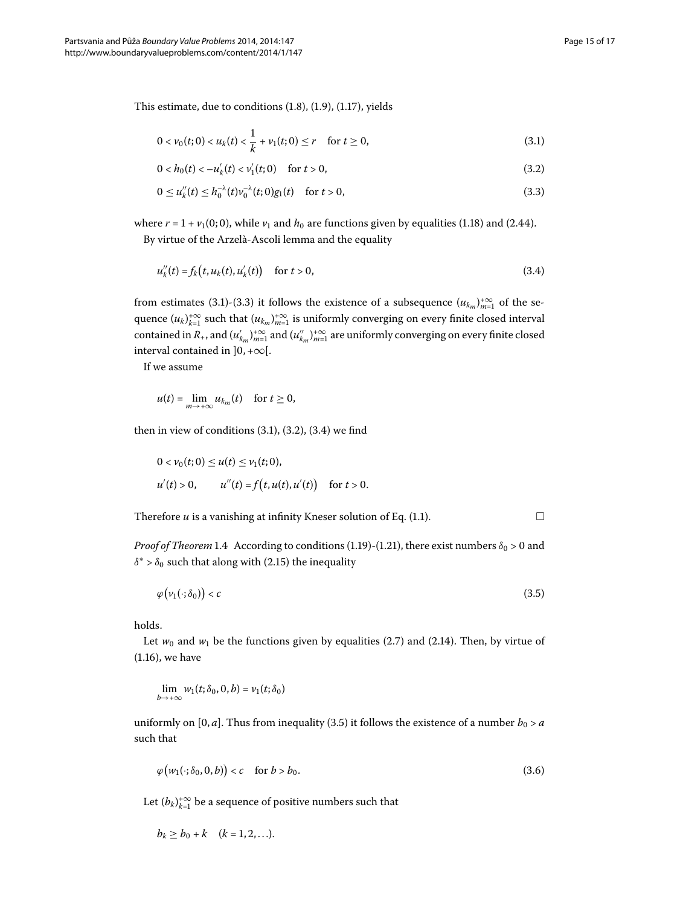This estimate, due to conditions (1.8), (1.9), (1.17), yields

$$0 < v_0(t;0) < u_k(t) < \frac{1}{k} + v_1(t;0) \le r \quad \text{for } t \ge 0, \tag{3.1}$$

$$0 < h_0(t) < -u_k'(t) < v_1'(t;0) \quad \text{for } t > 0, \tag{3.2}$$

$$0 \le u_k''(t) \le h_0^{-\lambda}(t) v_0^{-\lambda}(t;0) g_1(t) \quad \text{for } t > 0, \tag{3.3}$$

where $r = 1 + v_1(0;0)$, while $v_1$ and $h_0$ are functions given by equalities (1.18) and (2.44).

By virtue of the Arzelà-Ascoli lemma and the equality

$$u_k''(t) = f_k\bigl(t, u_k(t), u_k'(t)\bigr) \quad \text{for } t > 0, \tag{3.4}$$

from estimates (3.1)-(3.3) it follows the existence of a subsequence $(u_{k_m})_{m=1}^{+\infty}$ of the sequence $(u_k)_{k=1}^{+\infty}$ such that $(u_{k_m})_{m=1}^{+\infty}$ is uniformly converging on every finite closed interval contained in $R_+$, and $(u_{k_m}')_{m=1}^{+\infty}$ and $(u_{k_m}'')_{m=1}^{+\infty}$ are uniformly converging on every finite closed interval contained in $]0, +\infty[$.

If we assume

$$u(t) = \lim_{m \to +\infty} u_{k_m}(t) \quad \text{for } t \ge 0,$$

then in view of conditions (3.1), (3.2), (3.4) we find

$$0 < v_0(t;0) \le u(t) \le v_1(t;0),$$

$$u'(t) > 0, \qquad u''(t) = f\bigl(t, u(t), u'(t)\bigr) \quad \text{for } t > 0.$$

Therefore $u$ is a vanishing at infinity Kneser solution of Eq. (1.1). □

*Proof of Theorem* 1.4 According to conditions (1.19)-(1.21), there exist numbers $\delta_0 > 0$ and $\delta^* > \delta_0$ such that along with (2.15) the inequality

$$\varphi\bigl(v_1(\cdot;\delta_0)\bigr) < c \tag{3.5}$$

holds.

Let $w_0$ and $w_1$ be the functions given by equalities (2.7) and (2.14). Then, by virtue of (1.16), we have

$$\lim_{b \to +\infty} w_1(t;\delta_0, 0, b) = v_1(t;\delta_0)$$

uniformly on $[0, a]$. Thus from inequality (3.5) it follows the existence of a number $b_0 > a$ such that

$$\varphi\bigl(w_1(\cdot;\delta_0, 0, b)\bigr) < c \quad \text{for } b > b_0. \tag{3.6}$$

Let $(b_k)_{k=1}^{+\infty}$ be a sequence of positive numbers such that

$$b_k \ge b_0 + k \quad (k = 1, 2, \ldots).$$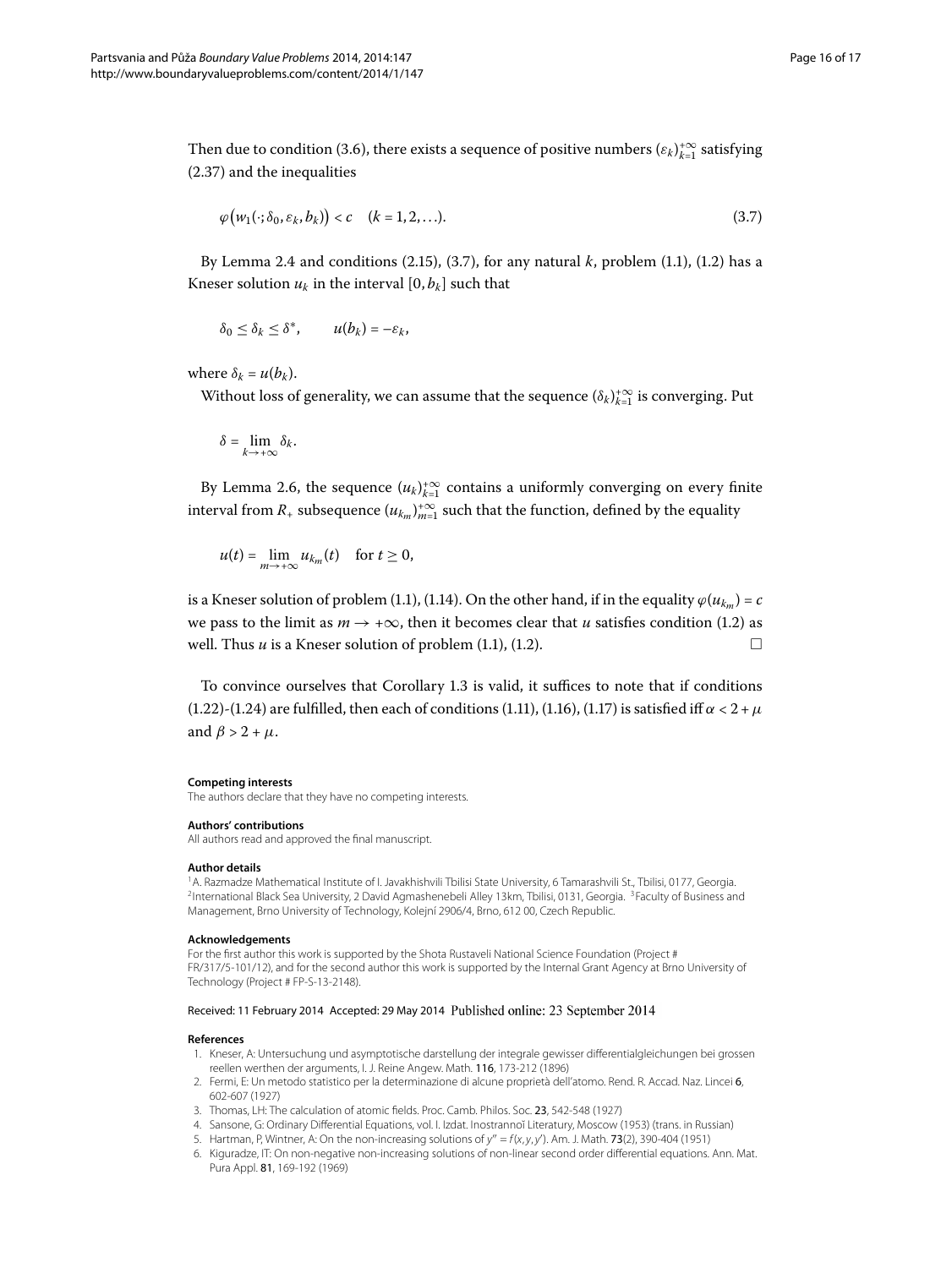Then due to condition (3.6), there exists a sequence of positive numbers $(\varepsilon_k)_{k=1}^{+\infty}$ satisfying (2.37) and the inequalities

$$\varphi\big(w_1(\cdot;\delta_0,\varepsilon_k,b_k)\big) < c \quad (k = 1, 2, \ldots). \tag{3.7}$$

By Lemma 2.4 and conditions (2.15), (3.7), for any natural $k$, problem (1.1), (1.2) has a Kneser solution $u_k$ in the interval $[0, b_k]$ such that

$$\delta_0 \le \delta_k \le \delta^*, \qquad u(b_k) = -\varepsilon_k,$$

where $\delta_k = u(b_k)$.

Without loss of generality, we can assume that the sequence $(\delta_k)_{k=1}^{+\infty}$ is converging. Put

$$\delta = \lim_{k\to+\infty} \delta_k.$$

By Lemma 2.6, the sequence $(u_k)_{k=1}^{+\infty}$ contains a uniformly converging on every finite interval from $R_+$ subsequence $(u_{k_m})_{m=1}^{+\infty}$ such that the function, defined by the equality

$$u(t) = \lim_{m\to+\infty} u_{k_m}(t) \quad \text{for } t \ge 0,$$

is a Kneser solution of problem (1.1), (1.14). On the other hand, if in the equality $\varphi(u_{k_m}) = c$ we pass to the limit as $m \to +\infty$, then it becomes clear that $u$ satisfies condition (1.2) as well. Thus $u$ is a Kneser solution of problem (1.1), (1.2). □

To convince ourselves that Corollary 1.3 is valid, it suffices to note that if conditions (1.22)-(1.24) are fulfilled, then each of conditions (1.11), (1.16), (1.17) is satisfied iff $\alpha < 2 + \mu$ and $\beta > 2 + \mu$.

#### Competing interests

The authors declare that they have no competing interests.

#### Authors' contributions

All authors read and approved the final manuscript.

#### Author details

[1]A. Razmadze Mathematical Institute of I. Javakhishvili Tbilisi State University, 6 Tamarashvili St., Tbilisi, 0177, Georgia. [2]International Black Sea University, 2 David Agmashenebeli Alley 13km, Tbilisi, 0131, Georgia. [3]Faculty of Business and Management, Brno University of Technology, Kolejní 2906/4, Brno, 612 00, Czech Republic.

#### Acknowledgements

For the first author this work is supported by the Shota Rustaveli National Science Foundation (Project # FR/317/5-101/12), and for the second author this work is supported by the Internal Grant Agency at Brno University of Technology (Project # FP-S-13-2148).

Received: 11 February 2014 Accepted: 29 May 2014 Published online: 23 September 2014

#### References

1. Kneser, A: Untersuchung und asymptotische darstellung der integrale gewisser differentialgleichungen bei grossen reellen werthen der arguments, I. J. Reine Angew. Math. **116**, 173-212 (1896)
2. Fermi, E: Un metodo statistico per la determinazione di alcune proprietà dell'atomo. Rend. R. Accad. Naz. Lincei **6**, 602-607 (1927)
3. Thomas, LH: The calculation of atomic fields. Proc. Camb. Philos. Soc. **23**, 542-548 (1927)
4. Sansone, G: Ordinary Differential Equations, vol. I. Izdat. Inostrannoĭ Literatury, Moscow (1953) (trans. in Russian)
5. Hartman, P, Wintner, A: On the non-increasing solutions of $y'' = f(x, y, y')$. Am. J. Math. **73**(2), 390-404 (1951)
6. Kiguradze, IT: On non-negative non-increasing solutions of non-linear second order differential equations. Ann. Mat. Pura Appl. **81**, 169-192 (1969)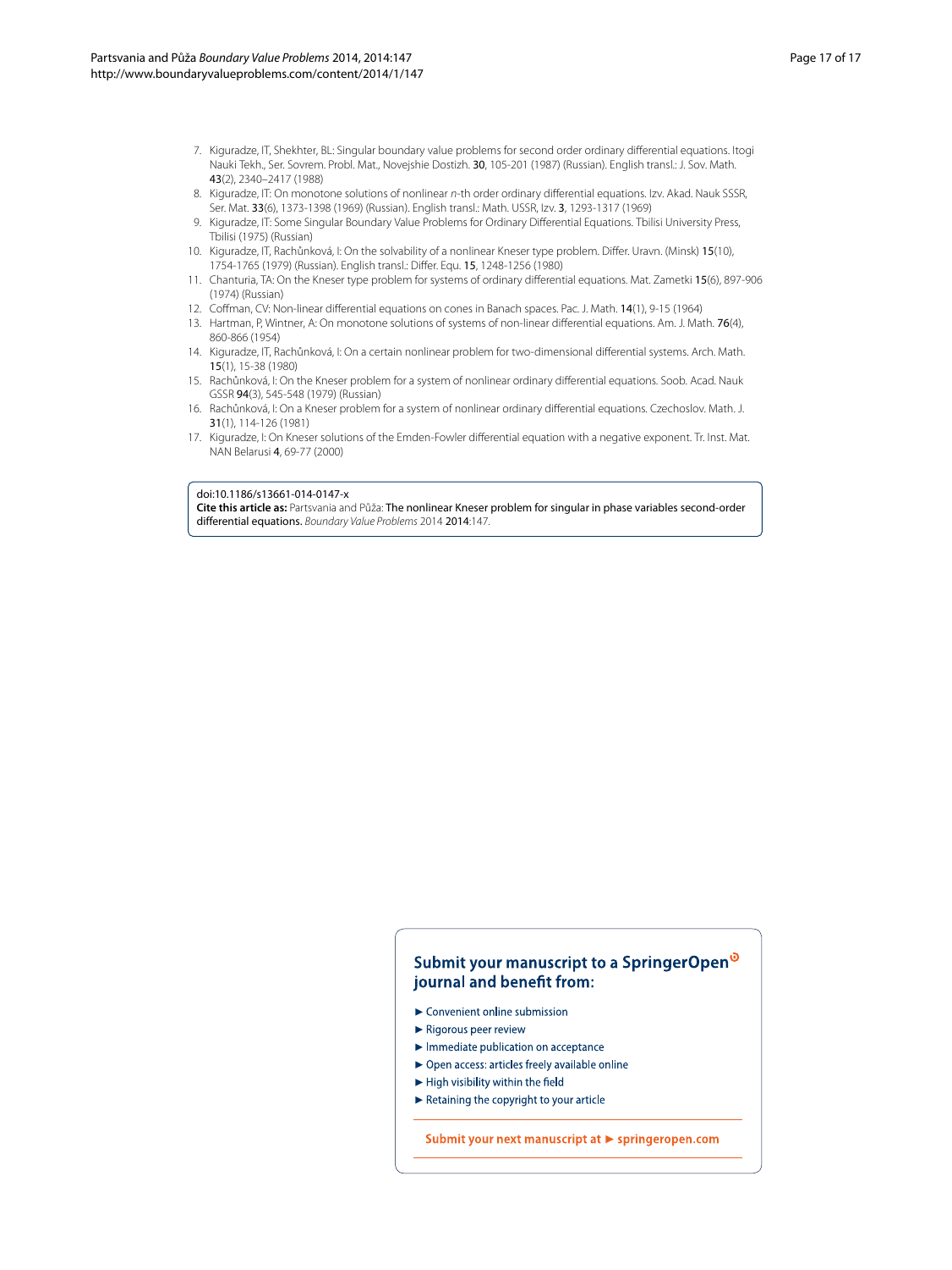7. Kiguradze, IT, Shekhter, BL: Singular boundary value problems for second order ordinary differential equations. Itogi Nauki Tekh., Ser. Sovrem. Probl. Mat., Novejshie Dostizh. **30**, 105-201 (1987) (Russian). English transl.: J. Sov. Math. **43**(2), 2340–2417 (1988)
8. Kiguradze, IT: On monotone solutions of nonlinear *n*-th order ordinary differential equations. Izv. Akad. Nauk SSSR, Ser. Mat. **33**(6), 1373-1398 (1969) (Russian). English transl.: Math. USSR, Izv. **3**, 1293-1317 (1969)
9. Kiguradze, IT: Some Singular Boundary Value Problems for Ordinary Differential Equations. Tbilisi University Press, Tbilisi (1975) (Russian)
10. Kiguradze, IT, Rachůnková, I: On the solvability of a nonlinear Kneser type problem. Differ. Uravn. (Minsk) **15**(10), 1754-1765 (1979) (Russian). English transl.: Differ. Equ. **15**, 1248-1256 (1980)
11. Chanturia, TA: On the Kneser type problem for systems of ordinary differential equations. Mat. Zametki **15**(6), 897-906 (1974) (Russian)
12. Coffman, CV: Non-linear differential equations on cones in Banach spaces. Pac. J. Math. **14**(1), 9-15 (1964)
13. Hartman, P, Wintner, A: On monotone solutions of systems of non-linear differential equations. Am. J. Math. **76**(4), 860-866 (1954)
14. Kiguradze, IT, Rachůnková, I: On a certain nonlinear problem for two-dimensional differential systems. Arch. Math. **15**(1), 15-38 (1980)
15. Rachůnková, I: On the Kneser problem for a system of nonlinear ordinary differential equations. Soob. Acad. Nauk GSSR **94**(3), 545-548 (1979) (Russian)
16. Rachůnková, I: On a Kneser problem for a system of nonlinear ordinary differential equations. Czechoslov. Math. J. **31**(1), 114-126 (1981)
17. Kiguradze, I: On Kneser solutions of the Emden-Fowler differential equation with a negative exponent. Tr. Inst. Mat. NAN Belarusi **4**, 69-77 (2000)

doi:10.1186/s13661-014-0147-x
**Cite this article as:** Partsvania and Půža: The nonlinear Kneser problem for singular in phase variables second-order differential equations. *Boundary Value Problems* 2014 **2014**:147.

**Submit your manuscript to a SpringerOpen journal and benefit from:**

- Convenient online submission
- Rigorous peer review
- Immediate publication on acceptance
- Open access: articles freely available online
- High visibility within the field
- Retaining the copyright to your article

**Submit your next manuscript at ▶ springeropen.com**